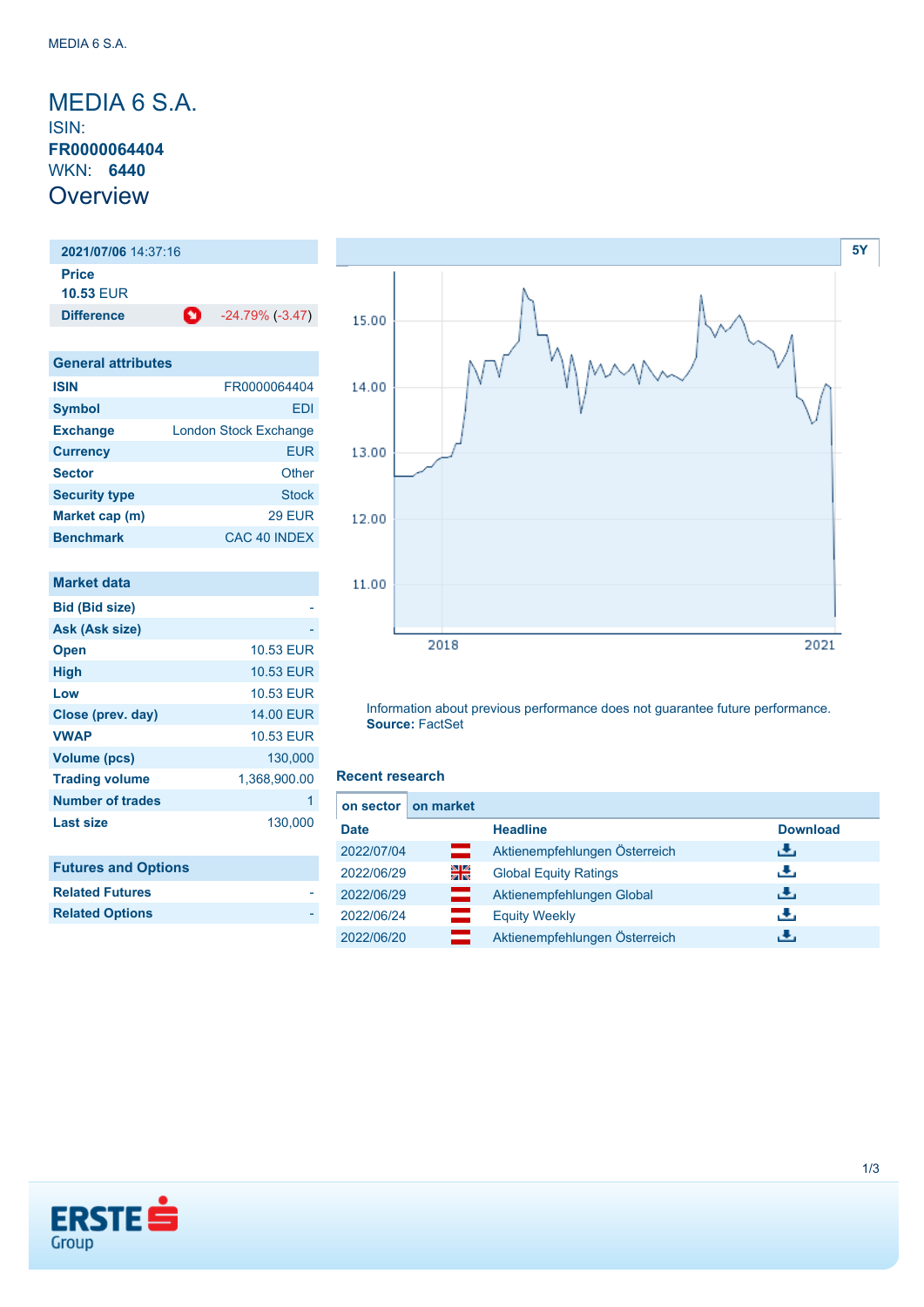# MEDIA 6 S.A.

ISIN:
**FR0000064404**
WKN: **6440**

## Overview

| **2021/07/06** 14:37:16 | |
|---|---|
| **Price** | |
| **10.53** EUR | |
| **Difference** | -24.79% (-3.47) |

| General attributes | |
|---|---|
| **ISIN** | FR0000064404 |
| **Symbol** | EDI |
| **Exchange** | London Stock Exchange |
| **Currency** | EUR |
| **Sector** | Other |
| **Security type** | Stock |
| **Market cap (m)** | 29 EUR |
| **Benchmark** | CAC 40 INDEX |

| Market data | |
|---|---|
| **Bid (Bid size)** | - |
| **Ask (Ask size)** | - |
| **Open** | 10.53 EUR |
| **High** | 10.53 EUR |
| **Low** | 10.53 EUR |
| **Close (prev. day)** | 14.00 EUR |
| **VWAP** | 10.53 EUR |
| **Volume (pcs)** | 130,000 |
| **Trading volume** | 1,368,900.00 |
| **Number of trades** | 1 |
| **Last size** | 130,000 |

| Futures and Options | |
|---|---|
| **Related Futures** | - |
| **Related Options** | - |

5Y

Information about previous performance does not guarantee future performance.
**Source:** FactSet

### Recent research

on sector | on market

| Date | | Headline | Download |
|---|---|---|---|
| 2022/07/04 | | Aktienempfehlungen Österreich | |
| 2022/06/29 | | Global Equity Ratings | |
| 2022/06/29 | | Aktienempfehlungen Global | |
| 2022/06/24 | | Equity Weekly | |
| 2022/06/20 | | Aktienempfehlungen Österreich | |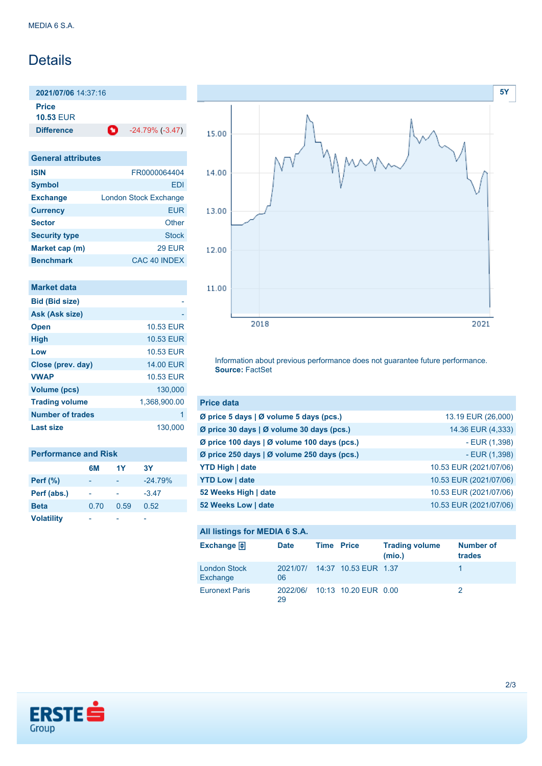MEDIA 6 S.A.

# Details

| 2021/07/06 14:37:16 | |
|---|---|
| **Price** | |
| **10.53** EUR | |
| **Difference** | -24.79% (-3.47) |

| General attributes | |
|---|---|
| **ISIN** | FR0000064404 |
| **Symbol** | EDI |
| **Exchange** | London Stock Exchange |
| **Currency** | EUR |
| **Sector** | Other |
| **Security type** | Stock |
| **Market cap (m)** | 29 EUR |
| **Benchmark** | CAC 40 INDEX |

| Market data | |
|---|---|
| **Bid (Bid size)** | - |
| **Ask (Ask size)** | - |
| **Open** | 10.53 EUR |
| **High** | 10.53 EUR |
| **Low** | 10.53 EUR |
| **Close (prev. day)** | 14.00 EUR |
| **VWAP** | 10.53 EUR |
| **Volume (pcs)** | 130,000 |
| **Trading volume** | 1,368,900.00 |
| **Number of trades** | 1 |
| **Last size** | 130,000 |

| Performance and Risk | 6M | 1Y | 3Y |
|---|---|---|---|
| **Perf (%)** | - | - | -24.79% |
| **Perf (abs.)** | - | - | -3.47 |
| **Beta** | 0.70 | 0.59 | 0.52 |
| **Volatility** | - | - | - |

Information about previous performance does not guarantee future performance.
**Source:** FactSet

| Price data | |
|---|---|
| **Ø price 5 days \| Ø volume 5 days (pcs.)** | 13.19 EUR (26,000) |
| **Ø price 30 days \| Ø volume 30 days (pcs.)** | 14.36 EUR (4,333) |
| **Ø price 100 days \| Ø volume 100 days (pcs.)** | - EUR (1,398) |
| **Ø price 250 days \| Ø volume 250 days (pcs.)** | - EUR (1,398) |
| **YTD High \| date** | 10.53 EUR (2021/07/06) |
| **YTD Low \| date** | 10.53 EUR (2021/07/06) |
| **52 Weeks High \| date** | 10.53 EUR (2021/07/06) |
| **52 Weeks Low \| date** | 10.53 EUR (2021/07/06) |

**All listings for MEDIA 6 S.A.**

| Exchange | Date | Time | Price | Trading volume (mio.) | Number of trades |
|---|---|---|---|---|---|
| London Stock Exchange | 2021/07/06 | 14:37 | 10.53 EUR | 1.37 | 1 |
| Euronext Paris | 2022/06/29 | 10:13 | 10.20 EUR | 0.00 | 2 |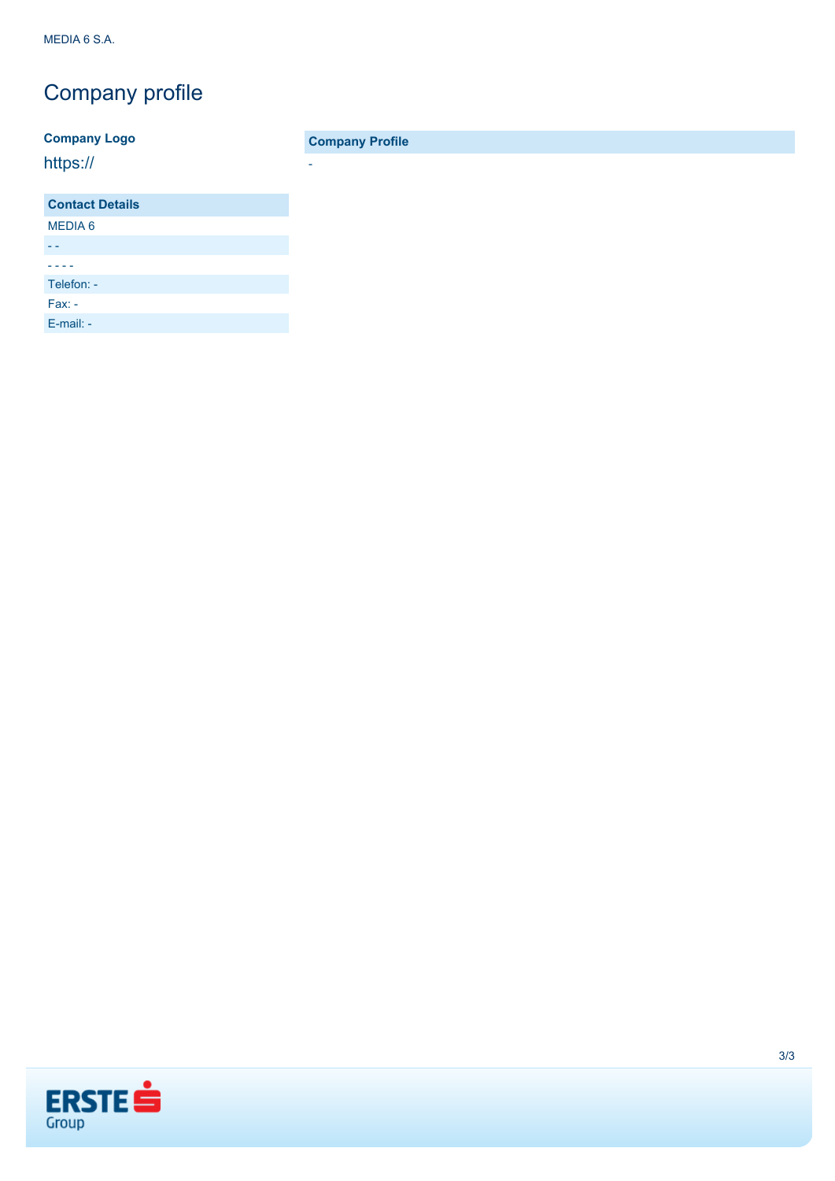# Company profile

**Company Logo**

https://

| Contact Details |
| --- |
| MEDIA 6 |
| - - |
| - - - - |
| Telefon: - |
| Fax: - |
| E-mail: - |

| Company Profile |
| --- |
| - |